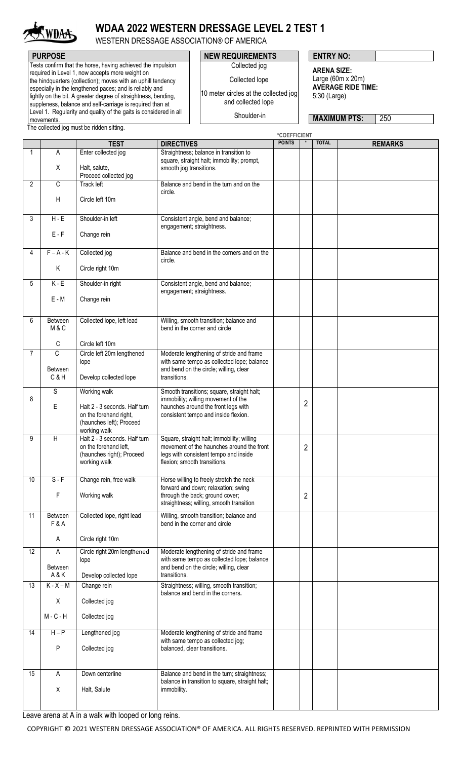# WDAA 2022 WESTERN DRESSAGE LEVEL 2 TEST 1

WESTERN DRESSAGE ASSOCIATION® OF AMERICA

**PURPOSE**

Tests confirm that the horse, having achieved the impulsion required in Level 1, now accepts more weight on the hindquarters (collection); moves with an uphill tendency especially in the lengthened paces; and is reliably and lightly on the bit. A greater degree of straightness, bending, suppleness, balance and self-carriage is required than at Level 1. Regularity and quality of the gaits is considered in all movements.

The collected jog must be ridden sitting.

**NEW REQUIREMENTS**

Collected jog

Collected lope

10 meter circles at the collected jog and collected lope

Shoulder-in

**ENTRY NO:**

**ARENA SIZE:** Large (60m x 20m)

**AVERAGE RIDE TIME:** 5:30 (Large)

**MAXIMUM PTS:** 250

| | | TEST | DIRECTIVES | POINTS | *COEFFICIENT | TOTAL | REMARKS |
|---|---|---|---|---|---|---|---|
| 1 | A<br>X | Enter collected jog<br>Halt, salute, Proceed collected jog | Straightness; balance in transition to square, straight halt; immobility; prompt, smooth jog transitions. | | | | |
| 2 | C<br>H | Track left<br>Circle left 10m | Balance and bend in the turn and on the circle. | | | | |
| 3 | H - E<br>E - F | Shoulder-in left<br>Change rein | Consistent angle, bend and balance; engagement; straightness. | | | | |
| 4 | F – A - K<br>K | Collected jog<br>Circle right 10m | Balance and bend in the corners and on the circle. | | | | |
| 5 | K - E<br>E - M | Shoulder-in right<br>Change rein | Consistent angle, bend and balance; engagement; straightness. | | | | |
| 6 | Between M & C<br>C | Collected lope, left lead<br>Circle left 10m | Willing, smooth transition; balance and bend in the corner and circle | | | | |
| 7 | C<br>Between C & H | Circle left 20m lengthened lope<br>Develop collected lope | Moderate lengthening of stride and frame with same tempo as collected lope; balance and bend on the circle; willing, clear transitions. | | | | |
| 8 | S<br>E | Working walk<br>Halt 2 - 3 seconds. Half turn on the forehand right, (haunches left); Proceed working walk | Smooth transitions; square, straight halt; immobility; willing movement of the haunches around the front legs with consistent tempo and inside flexion. | | 2 | | |
| 9 | H | Halt 2 - 3 seconds. Half turn on the forehand left, (haunches right); Proceed working walk | Square, straight halt; immobility; willing movement of the haunches around the front legs with consistent tempo and inside flexion; smooth transitions. | | 2 | | |
| 10 | S - F<br>F | Change rein, free walk<br>Working walk | Horse willing to freely stretch the neck forward and down; relaxation; swing through the back; ground cover; straightness; willing, smooth transition | | 2 | | |
| 11 | Between F & A<br>A | Collected lope, right lead<br>Circle right 10m | Willing, smooth transition; balance and bend in the corner and circle | | | | |
| 12 | A<br>Between A & K | Circle right 20m lengthened lope<br>Develop collected lope | Moderate lengthening of stride and frame with same tempo as collected lope; balance and bend on the circle; willing, clear transitions. | | | | |
| 13 | K - X – M<br>X<br>M - C - H | Change rein<br>Collected jog<br>Collected jog | Straightness; willing, smooth transition; balance and bend in the corners. | | | | |
| 14 | H – P<br>P | Lengthened jog<br>Collected jog | Moderate lengthening of stride and frame with same tempo as collected jog; balanced, clear transitions. | | | | |
| 15 | A<br>X | Down centerline<br>Halt, Salute | Balance and bend in the turn; straightness; balance in transition to square, straight halt; immobility. | | | | |

Leave arena at A in a walk with looped or long reins.

COPYRIGHT © 2021 WESTERN DRESSAGE ASSOCIATION® OF AMERICA. ALL RIGHTS RESERVED. REPRINTED WITH PERMISSION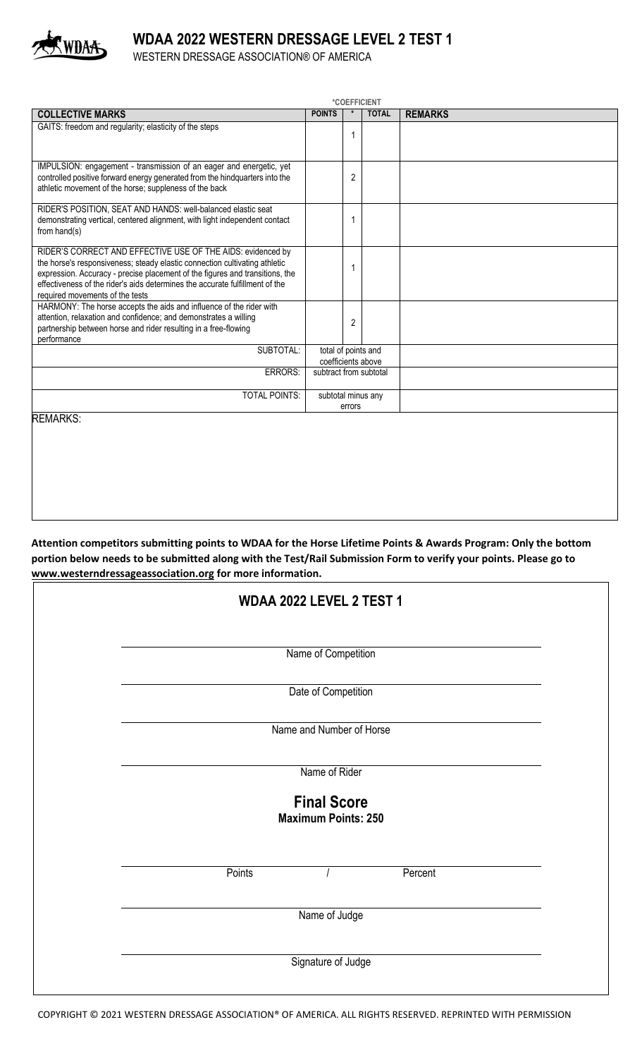# WDAA 2022 WESTERN DRESSAGE LEVEL 2 TEST 1

WESTERN DRESSAGE ASSOCIATION® OF AMERICA

| COLLECTIVE MARKS | POINTS | *COEFFICIENT * | TOTAL | REMARKS |
|---|---|---|---|---|
| GAITS: freedom and regularity; elasticity of the steps | | 1 | | |
| IMPULSION: engagement - transmission of an eager and energetic, yet controlled positive forward energy generated from the hindquarters into the athletic movement of the horse; suppleness of the back | | 2 | | |
| RIDER'S POSITION, SEAT AND HANDS: well-balanced elastic seat demonstrating vertical, centered alignment, with light independent contact from hand(s) | | 1 | | |
| RIDER'S CORRECT AND EFFECTIVE USE OF THE AIDS: evidenced by the horse's responsiveness; steady elastic connection cultivating athletic expression. Accuracy - precise placement of the figures and transitions, the effectiveness of the rider's aids determines the accurate fulfillment of the required movements of the tests | | 1 | | |
| HARMONY: The horse accepts the aids and influence of the rider with attention, relaxation and confidence; and demonstrates a willing partnership between horse and rider resulting in a free-flowing performance | | 2 | | |
| SUBTOTAL: | total of points and coefficients above | | | |
| ERRORS: | subtract from subtotal | | | |
| TOTAL POINTS: | subtotal minus any errors | | | |

REMARKS:

**Attention competitors submitting points to WDAA for the Horse Lifetime Points & Awards Program: Only the bottom portion below needs to be submitted along with the Test/Rail Submission Form to verify your points. Please go to www.westerndressageassociation.org for more information.**

## WDAA 2022 LEVEL 2 TEST 1

Name of Competition

Date of Competition

Name and Number of Horse

Name of Rider

**Final Score**
**Maximum Points: 250**

Points / Percent

Name of Judge

Signature of Judge

COPYRIGHT © 2021 WESTERN DRESSAGE ASSOCIATION® OF AMERICA. ALL RIGHTS RESERVED. REPRINTED WITH PERMISSION